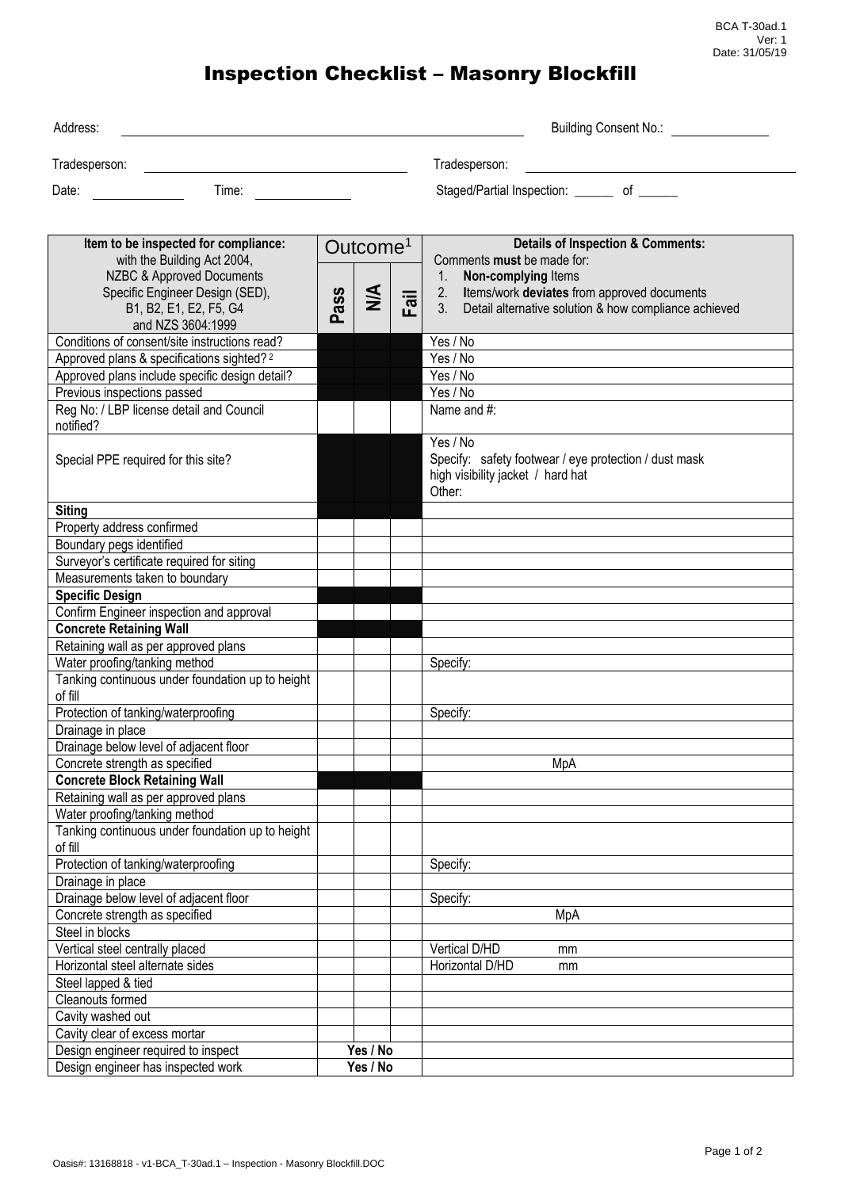BCA T-30ad.1
Ver: 1
Date: 31/05/19

# Inspection Checklist – Masonry Blockfill

Address: ______________________ Building Consent No.: __________

Tradesperson: ______________________ Tradesperson: ______________________

Date: __________ Time: __________ Staged/Partial Inspection: ______ of ______

| Item to be inspected for compliance: with the Building Act 2004, NZBC & Approved Documents Specific Engineer Design (SED), B1, B2, E1, E2, F5, G4 and NZS 3604:1999 | Outcome[1] | | | Details of Inspection & Comments: Comments **must** be made for: 1. **Non-complying** Items 2. Items/work **deviates** from approved documents 3. Detail alternative solution & how compliance achieved |
|---|---|---|---|---|
| | Pass | N/A | Fail | |
| Conditions of consent/site instructions read? | | | | Yes / No |
| Approved plans & specifications sighted? [2] | | | | Yes / No |
| Approved plans include specific design detail? | | | | Yes / No |
| Previous inspections passed | | | | Yes / No |
| Reg No: / LBP license detail and Council notified? | | | | Name and #: |
| Special PPE required for this site? | | | | Yes / No Specify: safety footwear / eye protection / dust mask high visibility jacket / hard hat Other: |
| **Siting** | | | | |
| Property address confirmed | | | | |
| Boundary pegs identified | | | | |
| Surveyor's certificate required for siting | | | | |
| Measurements taken to boundary | | | | |
| **Specific Design** | | | | |
| Confirm Engineer inspection and approval | | | | |
| **Concrete Retaining Wall** | | | | |
| Retaining wall as per approved plans | | | | |
| Water proofing/tanking method | | | | Specify: |
| Tanking continuous under foundation up to height of fill | | | | |
| Protection of tanking/waterproofing | | | | Specify: |
| Drainage in place | | | | |
| Drainage below level of adjacent floor | | | | |
| Concrete strength as specified | | | | MpA |
| **Concrete Block Retaining Wall** | | | | |
| Retaining wall as per approved plans | | | | |
| Water proofing/tanking method | | | | |
| Tanking continuous under foundation up to height of fill | | | | |
| Protection of tanking/waterproofing | | | | Specify: |
| Drainage in place | | | | |
| Drainage below level of adjacent floor | | | | Specify: |
| Concrete strength as specified | | | | MpA |
| Steel in blocks | | | | |
| Vertical steel centrally placed | | | | Vertical D/HD mm |
| Horizontal steel alternate sides | | | | Horizontal D/HD mm |
| Steel lapped & tied | | | | |
| Cleanouts formed | | | | |
| Cavity washed out | | | | |
| Cavity clear of excess mortar | | | | |
| Design engineer required to inspect | Yes / No | | | |
| Design engineer has inspected work | Yes / No | | | |

Oasis#: 13168818 - v1-BCA_T-30ad.1 – Inspection - Masonry Blockfill.DOC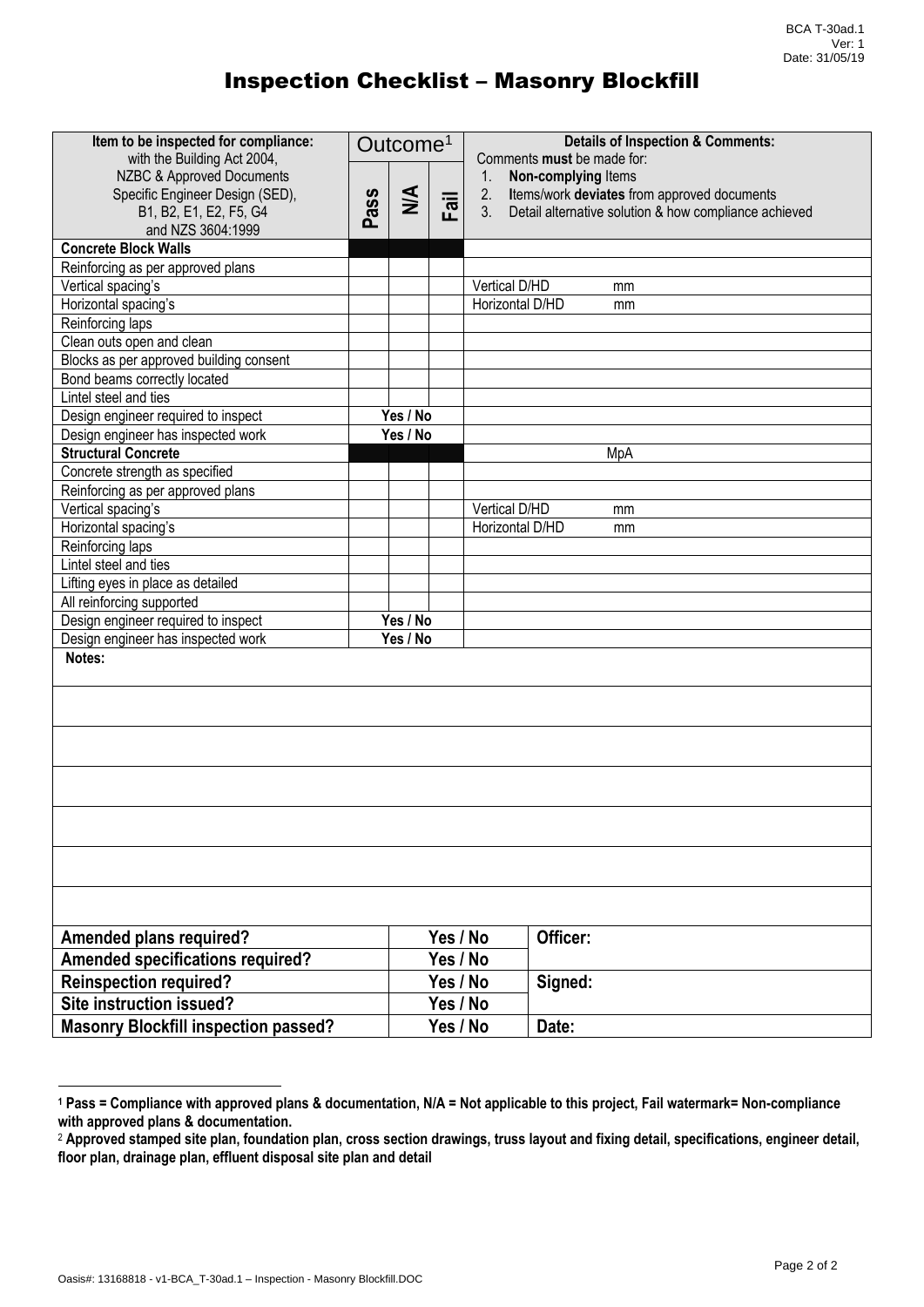BCA T-30ad.1
Ver: 1
Date: 31/05/19

# Inspection Checklist – Masonry Blockfill

| Item to be inspected for compliance: with the Building Act 2004, NZBC & Approved Documents Specific Engineer Design (SED), B1, B2, E1, E2, F5, G4 and NZS 3604:1999 | Outcome[1] Pass | N/A | Fail | Details of Inspection & Comments: Comments **must** be made for: 1. **Non-complying** Items 2. Items/work **deviates** from approved documents 3. Detail alternative solution & how compliance achieved |
|---|---|---|---|---|
| **Concrete Block Walls** | | | | |
| Reinforcing as per approved plans | | | | |
| Vertical spacing's | | | | Vertical D/HD mm |
| Horizontal spacing's | | | | Horizontal D/HD mm |
| Reinforcing laps | | | | |
| Clean outs open and clean | | | | |
| Blocks as per approved building consent | | | | |
| Bond beams correctly located | | | | |
| Lintel steel and ties | | | | |
| Design engineer required to inspect | Yes / No | | | |
| Design engineer has inspected work | Yes / No | | | |
| **Structural Concrete** | | | | MpA |
| Concrete strength as specified | | | | |
| Reinforcing as per approved plans | | | | |
| Vertical spacing's | | | | Vertical D/HD mm |
| Horizontal spacing's | | | | Horizontal D/HD mm |
| Reinforcing laps | | | | |
| Lintel steel and ties | | | | |
| Lifting eyes in place as detailed | | | | |
| All reinforcing supported | | | | |
| Design engineer required to inspect | Yes / No | | | |
| Design engineer has inspected work | Yes / No | | | |

**Notes:**

| | | |
|---|---|---|
| **Amended plans required?** | **Yes / No** | **Officer:** |
| **Amended specifications required?** | **Yes / No** | |
| **Reinspection required?** | **Yes / No** | **Signed:** |
| **Site instruction issued?** | **Yes / No** | |
| **Masonry Blockfill inspection passed?** | **Yes / No** | **Date:** |

[1] **Pass = Compliance with approved plans & documentation, N/A = Not applicable to this project, Fail watermark= Non-compliance with approved plans & documentation.**

[2] **Approved stamped site plan, foundation plan, cross section drawings, truss layout and fixing detail, specifications, engineer detail, floor plan, drainage plan, effluent disposal site plan and detail**

Oasis#: 13168818 - v1-BCA_T-30ad.1 – Inspection - Masonry Blockfill.DOC